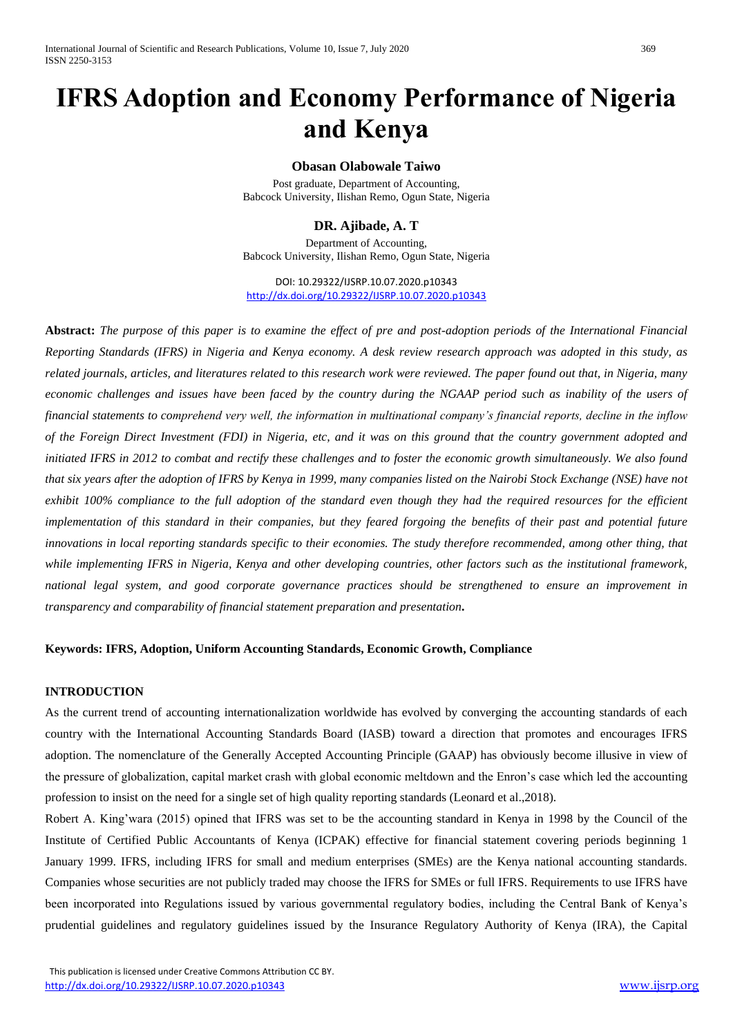# IFRS Adoption and Economy Performance of Nigeria and Kenya

**Obasan Olabowale Taiwo**

Post graduate, Department of Accounting,
Babcock University, Ilishan Remo, Ogun State, Nigeria

**DR. Ajibade, A. T**

Department of Accounting,
Babcock University, Ilishan Remo, Ogun State, Nigeria

DOI: 10.29322/IJSRP.10.07.2020.p10343
http://dx.doi.org/10.29322/IJSRP.10.07.2020.p10343

**Abstract:** *The purpose of this paper is to examine the effect of pre and post-adoption periods of the International Financial Reporting Standards (IFRS) in Nigeria and Kenya economy. A desk review research approach was adopted in this study, as related journals, articles, and literatures related to this research work were reviewed. The paper found out that, in Nigeria, many economic challenges and issues have been faced by the country during the NGAAP period such as inability of the users of financial statements to comprehend very well, the information in multinational company's financial reports, decline in the inflow of the Foreign Direct Investment (FDI) in Nigeria, etc, and it was on this ground that the country government adopted and initiated IFRS in 2012 to combat and rectify these challenges and to foster the economic growth simultaneously. We also found that six years after the adoption of IFRS by Kenya in 1999, many companies listed on the Nairobi Stock Exchange (NSE) have not exhibit 100% compliance to the full adoption of the standard even though they had the required resources for the efficient implementation of this standard in their companies, but they feared forgoing the benefits of their past and potential future innovations in local reporting standards specific to their economies. The study therefore recommended, among other thing, that while implementing IFRS in Nigeria, Kenya and other developing countries, other factors such as the institutional framework, national legal system, and good corporate governance practices should be strengthened to ensure an improvement in transparency and comparability of financial statement preparation and presentation.*

**Keywords: IFRS, Adoption, Uniform Accounting Standards, Economic Growth, Compliance**

## INTRODUCTION

As the current trend of accounting internationalization worldwide has evolved by converging the accounting standards of each country with the International Accounting Standards Board (IASB) toward a direction that promotes and encourages IFRS adoption. The nomenclature of the Generally Accepted Accounting Principle (GAAP) has obviously become illusive in view of the pressure of globalization, capital market crash with global economic meltdown and the Enron's case which led the accounting profession to insist on the need for a single set of high quality reporting standards (Leonard et al.,2018).

Robert A. King'wara (2015) opined that IFRS was set to be the accounting standard in Kenya in 1998 by the Council of the Institute of Certified Public Accountants of Kenya (ICPAK) effective for financial statement covering periods beginning 1 January 1999. IFRS, including IFRS for small and medium enterprises (SMEs) are the Kenya national accounting standards. Companies whose securities are not publicly traded may choose the IFRS for SMEs or full IFRS. Requirements to use IFRS have been incorporated into Regulations issued by various governmental regulatory bodies, including the Central Bank of Kenya's prudential guidelines and regulatory guidelines issued by the Insurance Regulatory Authority of Kenya (IRA), the Capital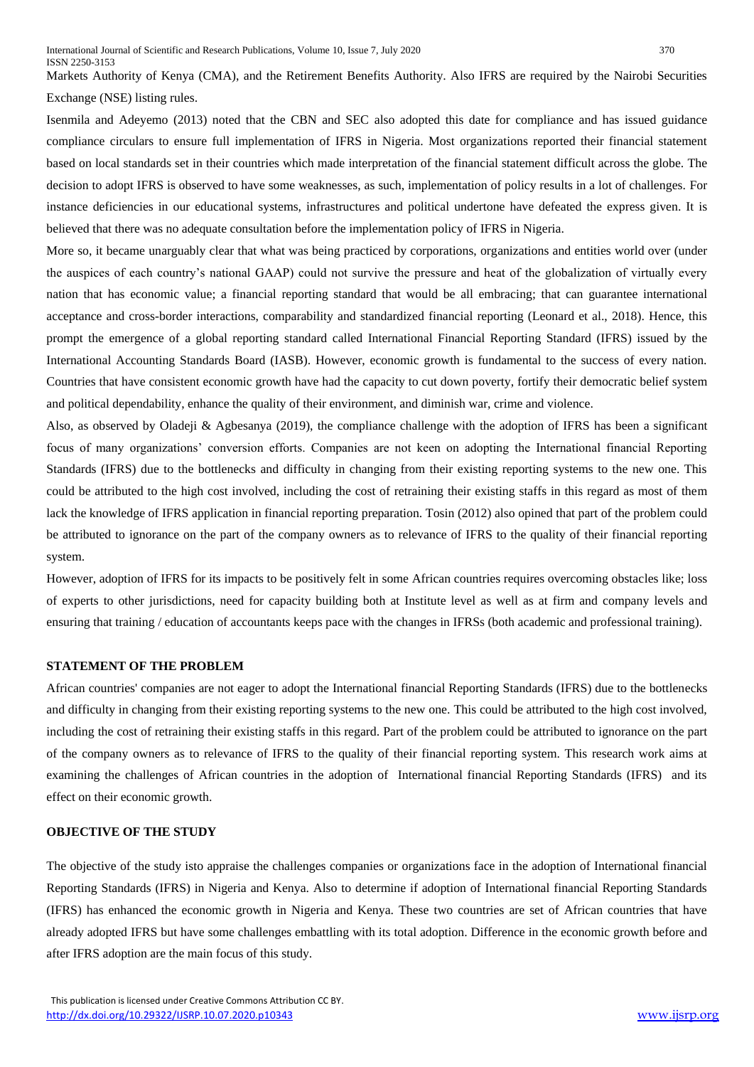Markets Authority of Kenya (CMA), and the Retirement Benefits Authority. Also IFRS are required by the Nairobi Securities Exchange (NSE) listing rules.

Isenmila and Adeyemo (2013) noted that the CBN and SEC also adopted this date for compliance and has issued guidance compliance circulars to ensure full implementation of IFRS in Nigeria. Most organizations reported their financial statement based on local standards set in their countries which made interpretation of the financial statement difficult across the globe. The decision to adopt IFRS is observed to have some weaknesses, as such, implementation of policy results in a lot of challenges. For instance deficiencies in our educational systems, infrastructures and political undertone have defeated the express given. It is believed that there was no adequate consultation before the implementation policy of IFRS in Nigeria.

More so, it became unarguably clear that what was being practiced by corporations, organizations and entities world over (under the auspices of each country's national GAAP) could not survive the pressure and heat of the globalization of virtually every nation that has economic value; a financial reporting standard that would be all embracing; that can guarantee international acceptance and cross-border interactions, comparability and standardized financial reporting (Leonard et al., 2018). Hence, this prompt the emergence of a global reporting standard called International Financial Reporting Standard (IFRS) issued by the International Accounting Standards Board (IASB). However, economic growth is fundamental to the success of every nation. Countries that have consistent economic growth have had the capacity to cut down poverty, fortify their democratic belief system and political dependability, enhance the quality of their environment, and diminish war, crime and violence.

Also, as observed by Oladeji & Agbesanya (2019), the compliance challenge with the adoption of IFRS has been a significant focus of many organizations' conversion efforts. Companies are not keen on adopting the International financial Reporting Standards (IFRS) due to the bottlenecks and difficulty in changing from their existing reporting systems to the new one. This could be attributed to the high cost involved, including the cost of retraining their existing staffs in this regard as most of them lack the knowledge of IFRS application in financial reporting preparation. Tosin (2012) also opined that part of the problem could be attributed to ignorance on the part of the company owners as to relevance of IFRS to the quality of their financial reporting system.

However, adoption of IFRS for its impacts to be positively felt in some African countries requires overcoming obstacles like; loss of experts to other jurisdictions, need for capacity building both at Institute level as well as at firm and company levels and ensuring that training / education of accountants keeps pace with the changes in IFRSs (both academic and professional training).

## STATEMENT OF THE PROBLEM

African countries' companies are not eager to adopt the International financial Reporting Standards (IFRS) due to the bottlenecks and difficulty in changing from their existing reporting systems to the new one. This could be attributed to the high cost involved, including the cost of retraining their existing staffs in this regard. Part of the problem could be attributed to ignorance on the part of the company owners as to relevance of IFRS to the quality of their financial reporting system. This research work aims at examining the challenges of African countries in the adoption of International financial Reporting Standards (IFRS) and its effect on their economic growth.

## OBJECTIVE OF THE STUDY

The objective of the study isto appraise the challenges companies or organizations face in the adoption of International financial Reporting Standards (IFRS) in Nigeria and Kenya. Also to determine if adoption of International financial Reporting Standards (IFRS) has enhanced the economic growth in Nigeria and Kenya. These two countries are set of African countries that have already adopted IFRS but have some challenges embattling with its total adoption. Difference in the economic growth before and after IFRS adoption are the main focus of this study.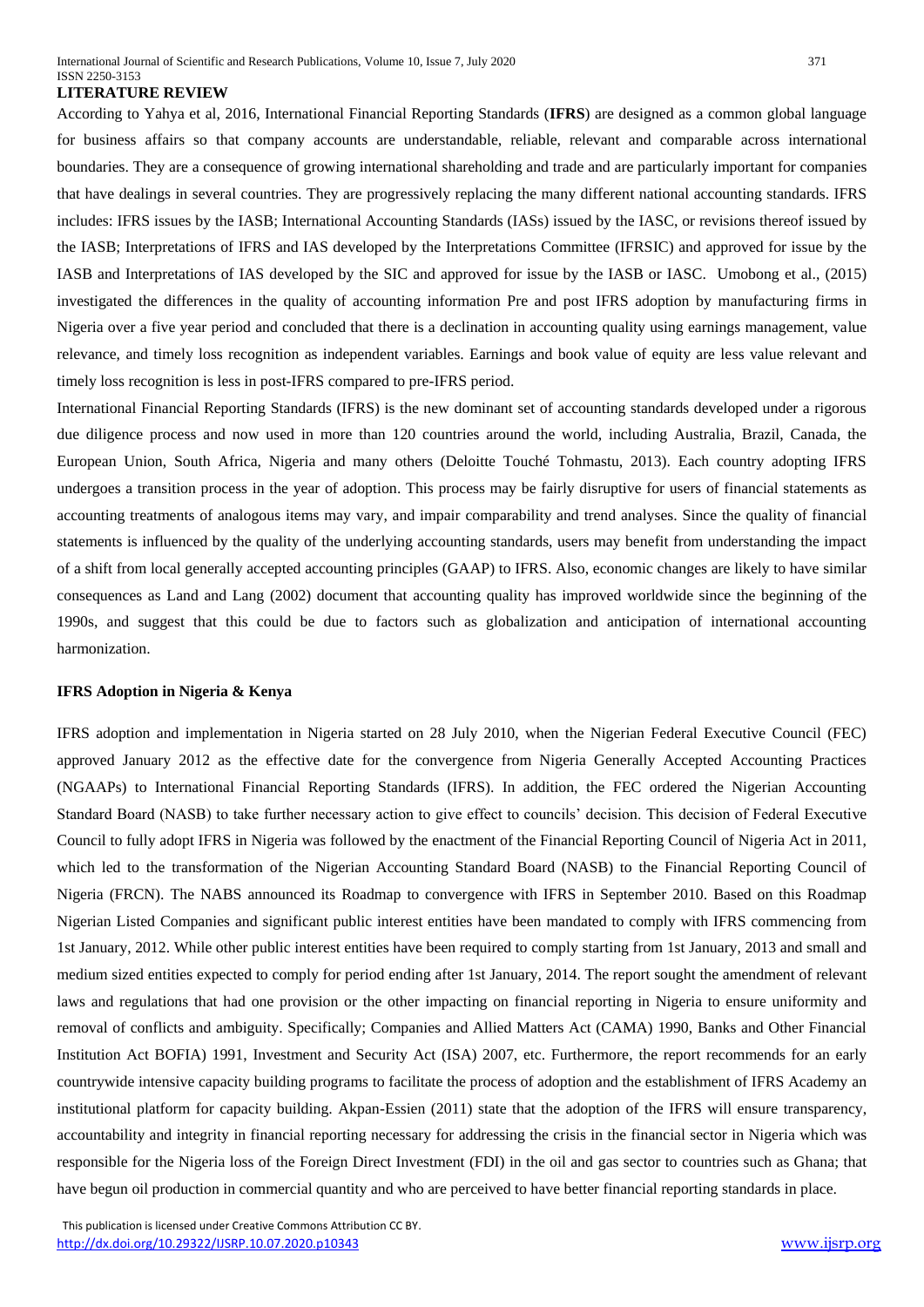## LITERATURE REVIEW

According to Yahya et al, 2016, International Financial Reporting Standards (**IFRS**) are designed as a common global language for business affairs so that company accounts are understandable, reliable, relevant and comparable across international boundaries. They are a consequence of growing international shareholding and trade and are particularly important for companies that have dealings in several countries. They are progressively replacing the many different national accounting standards. IFRS includes: IFRS issues by the IASB; International Accounting Standards (IASs) issued by the IASC, or revisions thereof issued by the IASB; Interpretations of IFRS and IAS developed by the Interpretations Committee (IFRSIC) and approved for issue by the IASB and Interpretations of IAS developed by the SIC and approved for issue by the IASB or IASC. Umobong et al., (2015) investigated the differences in the quality of accounting information Pre and post IFRS adoption by manufacturing firms in Nigeria over a five year period and concluded that there is a declination in accounting quality using earnings management, value relevance, and timely loss recognition as independent variables. Earnings and book value of equity are less value relevant and timely loss recognition is less in post-IFRS compared to pre-IFRS period.

International Financial Reporting Standards (IFRS) is the new dominant set of accounting standards developed under a rigorous due diligence process and now used in more than 120 countries around the world, including Australia, Brazil, Canada, the European Union, South Africa, Nigeria and many others (Deloitte Touché Tohmastu, 2013). Each country adopting IFRS undergoes a transition process in the year of adoption. This process may be fairly disruptive for users of financial statements as accounting treatments of analogous items may vary, and impair comparability and trend analyses. Since the quality of financial statements is influenced by the quality of the underlying accounting standards, users may benefit from understanding the impact of a shift from local generally accepted accounting principles (GAAP) to IFRS. Also, economic changes are likely to have similar consequences as Land and Lang (2002) document that accounting quality has improved worldwide since the beginning of the 1990s, and suggest that this could be due to factors such as globalization and anticipation of international accounting harmonization.

### IFRS Adoption in Nigeria & Kenya

IFRS adoption and implementation in Nigeria started on 28 July 2010, when the Nigerian Federal Executive Council (FEC) approved January 2012 as the effective date for the convergence from Nigeria Generally Accepted Accounting Practices (NGAAPs) to International Financial Reporting Standards (IFRS). In addition, the FEC ordered the Nigerian Accounting Standard Board (NASB) to take further necessary action to give effect to councils' decision. This decision of Federal Executive Council to fully adopt IFRS in Nigeria was followed by the enactment of the Financial Reporting Council of Nigeria Act in 2011, which led to the transformation of the Nigerian Accounting Standard Board (NASB) to the Financial Reporting Council of Nigeria (FRCN). The NABS announced its Roadmap to convergence with IFRS in September 2010. Based on this Roadmap Nigerian Listed Companies and significant public interest entities have been mandated to comply with IFRS commencing from 1st January, 2012. While other public interest entities have been required to comply starting from 1st January, 2013 and small and medium sized entities expected to comply for period ending after 1st January, 2014. The report sought the amendment of relevant laws and regulations that had one provision or the other impacting on financial reporting in Nigeria to ensure uniformity and removal of conflicts and ambiguity. Specifically; Companies and Allied Matters Act (CAMA) 1990, Banks and Other Financial Institution Act BOFIA) 1991, Investment and Security Act (ISA) 2007, etc. Furthermore, the report recommends for an early countrywide intensive capacity building programs to facilitate the process of adoption and the establishment of IFRS Academy an institutional platform for capacity building. Akpan-Essien (2011) state that the adoption of the IFRS will ensure transparency, accountability and integrity in financial reporting necessary for addressing the crisis in the financial sector in Nigeria which was responsible for the Nigeria loss of the Foreign Direct Investment (FDI) in the oil and gas sector to countries such as Ghana; that have begun oil production in commercial quantity and who are perceived to have better financial reporting standards in place.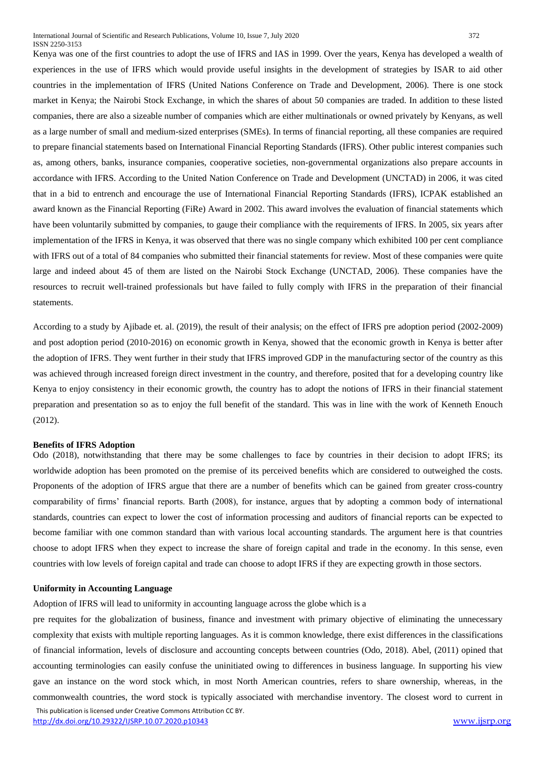Kenya was one of the first countries to adopt the use of IFRS and IAS in 1999. Over the years, Kenya has developed a wealth of experiences in the use of IFRS which would provide useful insights in the development of strategies by ISAR to aid other countries in the implementation of IFRS (United Nations Conference on Trade and Development, 2006). There is one stock market in Kenya; the Nairobi Stock Exchange, in which the shares of about 50 companies are traded. In addition to these listed companies, there are also a sizeable number of companies which are either multinationals or owned privately by Kenyans, as well as a large number of small and medium-sized enterprises (SMEs). In terms of financial reporting, all these companies are required to prepare financial statements based on International Financial Reporting Standards (IFRS). Other public interest companies such as, among others, banks, insurance companies, cooperative societies, non-governmental organizations also prepare accounts in accordance with IFRS. According to the United Nation Conference on Trade and Development (UNCTAD) in 2006, it was cited that in a bid to entrench and encourage the use of International Financial Reporting Standards (IFRS), ICPAK established an award known as the Financial Reporting (FiRe) Award in 2002. This award involves the evaluation of financial statements which have been voluntarily submitted by companies, to gauge their compliance with the requirements of IFRS. In 2005, six years after implementation of the IFRS in Kenya, it was observed that there was no single company which exhibited 100 per cent compliance with IFRS out of a total of 84 companies who submitted their financial statements for review. Most of these companies were quite large and indeed about 45 of them are listed on the Nairobi Stock Exchange (UNCTAD, 2006). These companies have the resources to recruit well-trained professionals but have failed to fully comply with IFRS in the preparation of their financial statements.

According to a study by Ajibade et. al. (2019), the result of their analysis; on the effect of IFRS pre adoption period (2002-2009) and post adoption period (2010-2016) on economic growth in Kenya, showed that the economic growth in Kenya is better after the adoption of IFRS. They went further in their study that IFRS improved GDP in the manufacturing sector of the country as this was achieved through increased foreign direct investment in the country, and therefore, posited that for a developing country like Kenya to enjoy consistency in their economic growth, the country has to adopt the notions of IFRS in their financial statement preparation and presentation so as to enjoy the full benefit of the standard. This was in line with the work of Kenneth Enouch (2012).

**Benefits of IFRS Adoption**

Odo (2018), notwithstanding that there may be some challenges to face by countries in their decision to adopt IFRS; its worldwide adoption has been promoted on the premise of its perceived benefits which are considered to outweighed the costs. Proponents of the adoption of IFRS argue that there are a number of benefits which can be gained from greater cross-country comparability of firms' financial reports. Barth (2008), for instance, argues that by adopting a common body of international standards, countries can expect to lower the cost of information processing and auditors of financial reports can be expected to become familiar with one common standard than with various local accounting standards. The argument here is that countries choose to adopt IFRS when they expect to increase the share of foreign capital and trade in the economy. In this sense, even countries with low levels of foreign capital and trade can choose to adopt IFRS if they are expecting growth in those sectors.

**Uniformity in Accounting Language**

Adoption of IFRS will lead to uniformity in accounting language across the globe which is a

pre requites for the globalization of business, finance and investment with primary objective of eliminating the unnecessary complexity that exists with multiple reporting languages. As it is common knowledge, there exist differences in the classifications of financial information, levels of disclosure and accounting concepts between countries (Odo, 2018). Abel, (2011) opined that accounting terminologies can easily confuse the uninitiated owing to differences in business language. In supporting his view gave an instance on the word stock which, in most North American countries, refers to share ownership, whereas, in the commonwealth countries, the word stock is typically associated with merchandise inventory. The closest word to current in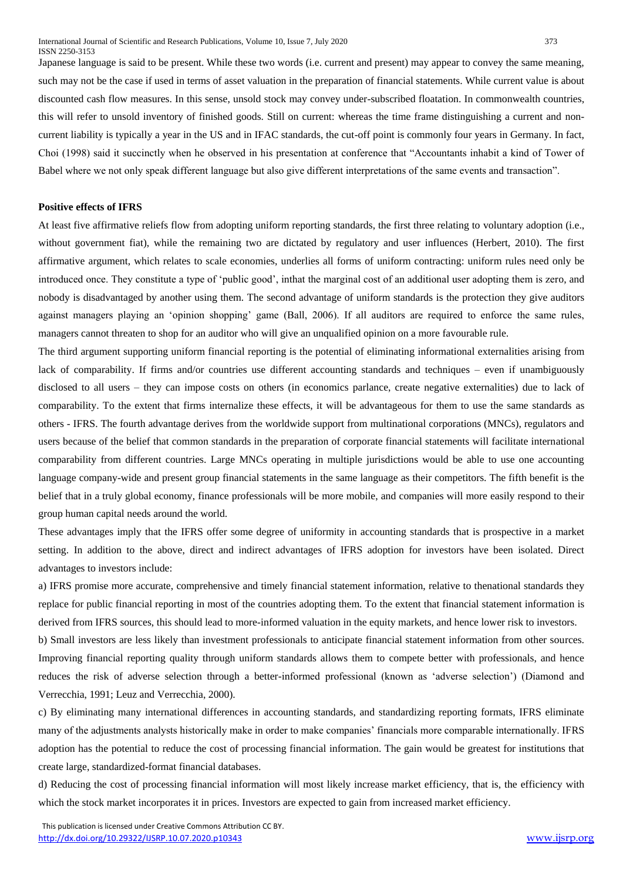Japanese language is said to be present. While these two words (i.e. current and present) may appear to convey the same meaning, such may not be the case if used in terms of asset valuation in the preparation of financial statements. While current value is about discounted cash flow measures. In this sense, unsold stock may convey under-subscribed floatation. In commonwealth countries, this will refer to unsold inventory of finished goods. Still on current: whereas the time frame distinguishing a current and non-current liability is typically a year in the US and in IFAC standards, the cut-off point is commonly four years in Germany. In fact, Choi (1998) said it succinctly when he observed in his presentation at conference that "Accountants inhabit a kind of Tower of Babel where we not only speak different language but also give different interpretations of the same events and transaction".

**Positive effects of IFRS**

At least five affirmative reliefs flow from adopting uniform reporting standards, the first three relating to voluntary adoption (i.e., without government fiat), while the remaining two are dictated by regulatory and user influences (Herbert, 2010). The first affirmative argument, which relates to scale economies, underlies all forms of uniform contracting: uniform rules need only be introduced once. They constitute a type of 'public good', inthat the marginal cost of an additional user adopting them is zero, and nobody is disadvantaged by another using them. The second advantage of uniform standards is the protection they give auditors against managers playing an 'opinion shopping' game (Ball, 2006). If all auditors are required to enforce the same rules, managers cannot threaten to shop for an auditor who will give an unqualified opinion on a more favourable rule.

The third argument supporting uniform financial reporting is the potential of eliminating informational externalities arising from lack of comparability. If firms and/or countries use different accounting standards and techniques – even if unambiguously disclosed to all users – they can impose costs on others (in economics parlance, create negative externalities) due to lack of comparability. To the extent that firms internalize these effects, it will be advantageous for them to use the same standards as others - IFRS. The fourth advantage derives from the worldwide support from multinational corporations (MNCs), regulators and users because of the belief that common standards in the preparation of corporate financial statements will facilitate international comparability from different countries. Large MNCs operating in multiple jurisdictions would be able to use one accounting language company-wide and present group financial statements in the same language as their competitors. The fifth benefit is the belief that in a truly global economy, finance professionals will be more mobile, and companies will more easily respond to their group human capital needs around the world.

These advantages imply that the IFRS offer some degree of uniformity in accounting standards that is prospective in a market setting. In addition to the above, direct and indirect advantages of IFRS adoption for investors have been isolated. Direct advantages to investors include:

a) IFRS promise more accurate, comprehensive and timely financial statement information, relative to thenational standards they replace for public financial reporting in most of the countries adopting them. To the extent that financial statement information is derived from IFRS sources, this should lead to more-informed valuation in the equity markets, and hence lower risk to investors.

b) Small investors are less likely than investment professionals to anticipate financial statement information from other sources. Improving financial reporting quality through uniform standards allows them to compete better with professionals, and hence reduces the risk of adverse selection through a better-informed professional (known as 'adverse selection') (Diamond and Verrecchia, 1991; Leuz and Verrecchia, 2000).

c) By eliminating many international differences in accounting standards, and standardizing reporting formats, IFRS eliminate many of the adjustments analysts historically make in order to make companies' financials more comparable internationally. IFRS adoption has the potential to reduce the cost of processing financial information. The gain would be greatest for institutions that create large, standardized-format financial databases.

d) Reducing the cost of processing financial information will most likely increase market efficiency, that is, the efficiency with which the stock market incorporates it in prices. Investors are expected to gain from increased market efficiency.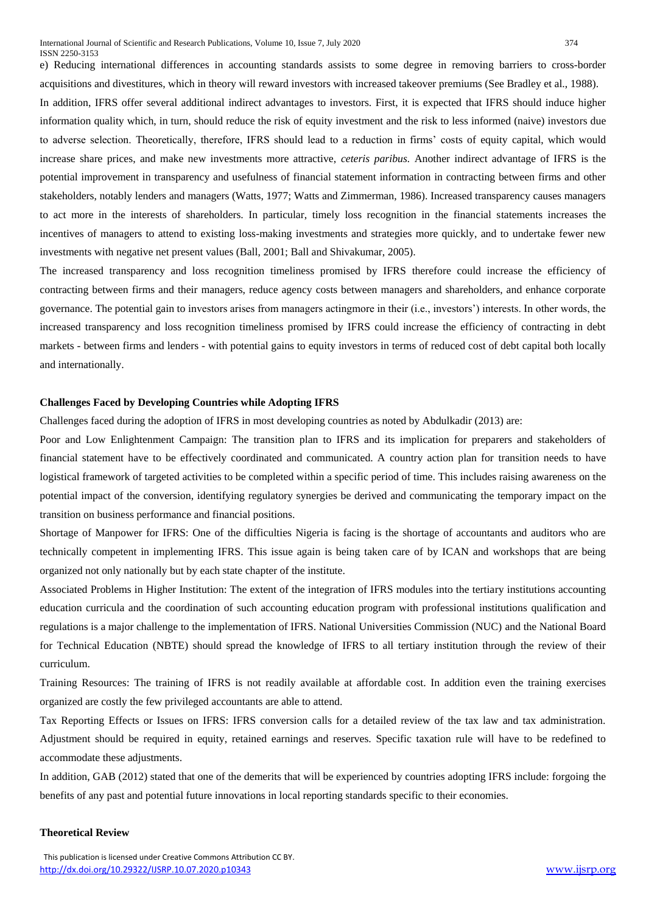e) Reducing international differences in accounting standards assists to some degree in removing barriers to cross-border acquisitions and divestitures, which in theory will reward investors with increased takeover premiums (See Bradley et al., 1988).

In addition, IFRS offer several additional indirect advantages to investors. First, it is expected that IFRS should induce higher information quality which, in turn, should reduce the risk of equity investment and the risk to less informed (naive) investors due to adverse selection. Theoretically, therefore, IFRS should lead to a reduction in firms' costs of equity capital, which would increase share prices, and make new investments more attractive, *ceteris paribus.* Another indirect advantage of IFRS is the potential improvement in transparency and usefulness of financial statement information in contracting between firms and other stakeholders, notably lenders and managers (Watts, 1977; Watts and Zimmerman, 1986). Increased transparency causes managers to act more in the interests of shareholders. In particular, timely loss recognition in the financial statements increases the incentives of managers to attend to existing loss-making investments and strategies more quickly, and to undertake fewer new investments with negative net present values (Ball, 2001; Ball and Shivakumar, 2005).

The increased transparency and loss recognition timeliness promised by IFRS therefore could increase the efficiency of contracting between firms and their managers, reduce agency costs between managers and shareholders, and enhance corporate governance. The potential gain to investors arises from managers actingmore in their (i.e., investors') interests. In other words, the increased transparency and loss recognition timeliness promised by IFRS could increase the efficiency of contracting in debt markets - between firms and lenders - with potential gains to equity investors in terms of reduced cost of debt capital both locally and internationally.

### Challenges Faced by Developing Countries while Adopting IFRS

Challenges faced during the adoption of IFRS in most developing countries as noted by Abdulkadir (2013) are:

Poor and Low Enlightenment Campaign: The transition plan to IFRS and its implication for preparers and stakeholders of financial statement have to be effectively coordinated and communicated. A country action plan for transition needs to have logistical framework of targeted activities to be completed within a specific period of time. This includes raising awareness on the potential impact of the conversion, identifying regulatory synergies be derived and communicating the temporary impact on the transition on business performance and financial positions.

Shortage of Manpower for IFRS: One of the difficulties Nigeria is facing is the shortage of accountants and auditors who are technically competent in implementing IFRS. This issue again is being taken care of by ICAN and workshops that are being organized not only nationally but by each state chapter of the institute.

Associated Problems in Higher Institution: The extent of the integration of IFRS modules into the tertiary institutions accounting education curricula and the coordination of such accounting education program with professional institutions qualification and regulations is a major challenge to the implementation of IFRS. National Universities Commission (NUC) and the National Board for Technical Education (NBTE) should spread the knowledge of IFRS to all tertiary institution through the review of their curriculum.

Training Resources: The training of IFRS is not readily available at affordable cost. In addition even the training exercises organized are costly the few privileged accountants are able to attend.

Tax Reporting Effects or Issues on IFRS: IFRS conversion calls for a detailed review of the tax law and tax administration. Adjustment should be required in equity, retained earnings and reserves. Specific taxation rule will have to be redefined to accommodate these adjustments.

In addition, GAB (2012) stated that one of the demerits that will be experienced by countries adopting IFRS include: forgoing the benefits of any past and potential future innovations in local reporting standards specific to their economies.

### Theoretical Review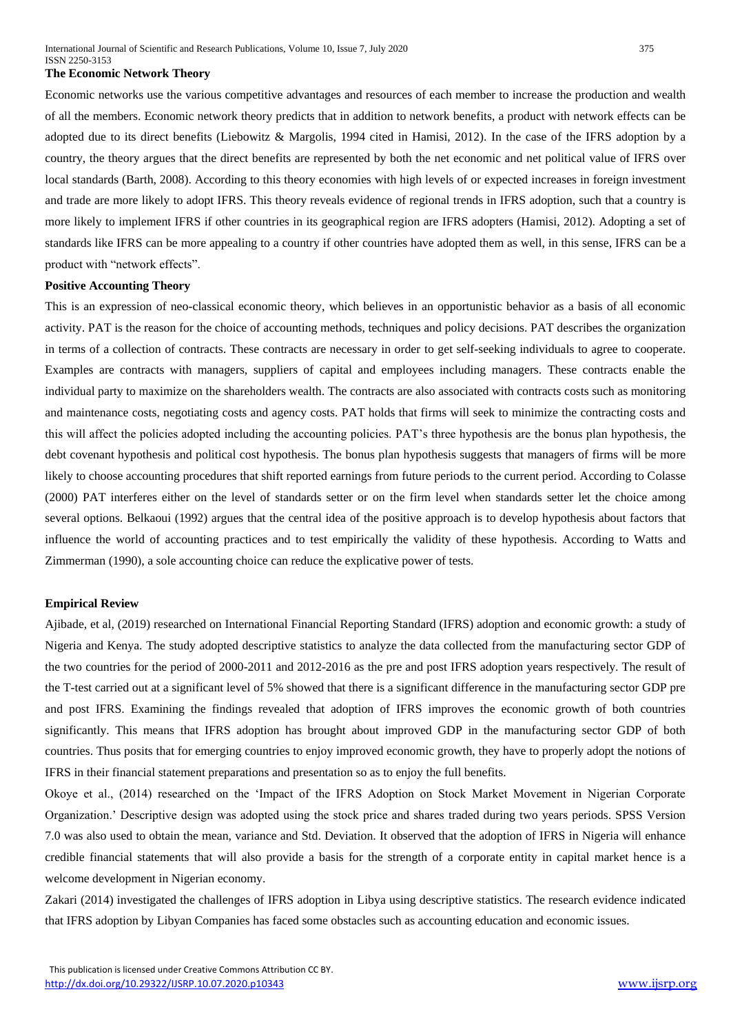**The Economic Network Theory**

Economic networks use the various competitive advantages and resources of each member to increase the production and wealth of all the members. Economic network theory predicts that in addition to network benefits, a product with network effects can be adopted due to its direct benefits (Liebowitz & Margolis, 1994 cited in Hamisi, 2012). In the case of the IFRS adoption by a country, the theory argues that the direct benefits are represented by both the net economic and net political value of IFRS over local standards (Barth, 2008). According to this theory economies with high levels of or expected increases in foreign investment and trade are more likely to adopt IFRS. This theory reveals evidence of regional trends in IFRS adoption, such that a country is more likely to implement IFRS if other countries in its geographical region are IFRS adopters (Hamisi, 2012). Adopting a set of standards like IFRS can be more appealing to a country if other countries have adopted them as well, in this sense, IFRS can be a product with "network effects".

**Positive Accounting Theory**

This is an expression of neo-classical economic theory, which believes in an opportunistic behavior as a basis of all economic activity. PAT is the reason for the choice of accounting methods, techniques and policy decisions. PAT describes the organization in terms of a collection of contracts. These contracts are necessary in order to get self-seeking individuals to agree to cooperate. Examples are contracts with managers, suppliers of capital and employees including managers. These contracts enable the individual party to maximize on the shareholders wealth. The contracts are also associated with contracts costs such as monitoring and maintenance costs, negotiating costs and agency costs. PAT holds that firms will seek to minimize the contracting costs and this will affect the policies adopted including the accounting policies. PAT's three hypothesis are the bonus plan hypothesis, the debt covenant hypothesis and political cost hypothesis. The bonus plan hypothesis suggests that managers of firms will be more likely to choose accounting procedures that shift reported earnings from future periods to the current period. According to Colasse (2000) PAT interferes either on the level of standards setter or on the firm level when standards setter let the choice among several options. Belkaoui (1992) argues that the central idea of the positive approach is to develop hypothesis about factors that influence the world of accounting practices and to test empirically the validity of these hypothesis. According to Watts and Zimmerman (1990), a sole accounting choice can reduce the explicative power of tests.

**Empirical Review**

Ajibade, et al, (2019) researched on International Financial Reporting Standard (IFRS) adoption and economic growth: a study of Nigeria and Kenya. The study adopted descriptive statistics to analyze the data collected from the manufacturing sector GDP of the two countries for the period of 2000-2011 and 2012-2016 as the pre and post IFRS adoption years respectively. The result of the T-test carried out at a significant level of 5% showed that there is a significant difference in the manufacturing sector GDP pre and post IFRS. Examining the findings revealed that adoption of IFRS improves the economic growth of both countries significantly. This means that IFRS adoption has brought about improved GDP in the manufacturing sector GDP of both countries. Thus posits that for emerging countries to enjoy improved economic growth, they have to properly adopt the notions of IFRS in their financial statement preparations and presentation so as to enjoy the full benefits.

Okoye et al., (2014) researched on the 'Impact of the IFRS Adoption on Stock Market Movement in Nigerian Corporate Organization.' Descriptive design was adopted using the stock price and shares traded during two years periods. SPSS Version 7.0 was also used to obtain the mean, variance and Std. Deviation. It observed that the adoption of IFRS in Nigeria will enhance credible financial statements that will also provide a basis for the strength of a corporate entity in capital market hence is a welcome development in Nigerian economy.

Zakari (2014) investigated the challenges of IFRS adoption in Libya using descriptive statistics. The research evidence indicated that IFRS adoption by Libyan Companies has faced some obstacles such as accounting education and economic issues.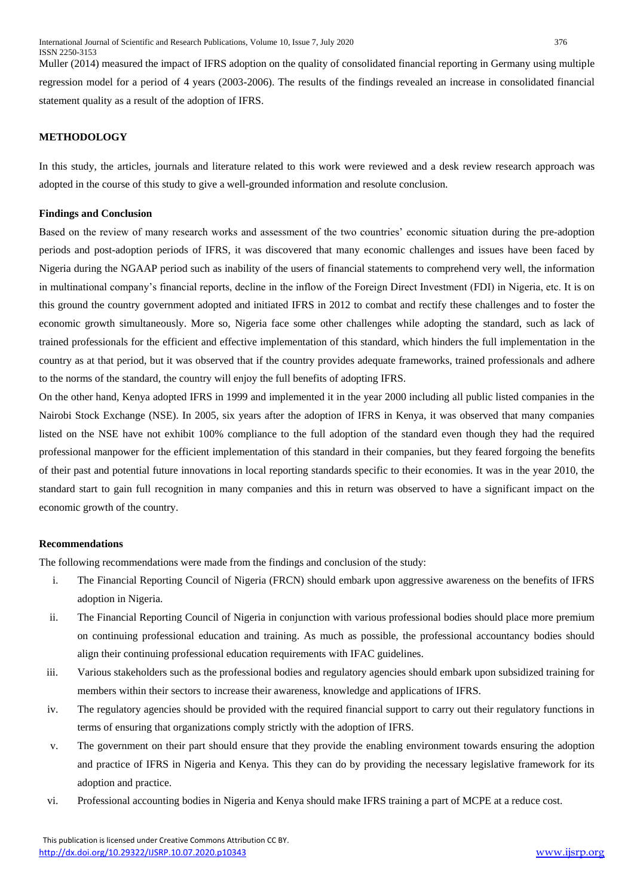Muller (2014) measured the impact of IFRS adoption on the quality of consolidated financial reporting in Germany using multiple regression model for a period of 4 years (2003-2006). The results of the findings revealed an increase in consolidated financial statement quality as a result of the adoption of IFRS.

## METHODOLOGY

In this study, the articles, journals and literature related to this work were reviewed and a desk review research approach was adopted in the course of this study to give a well-grounded information and resolute conclusion.

### Findings and Conclusion

Based on the review of many research works and assessment of the two countries' economic situation during the pre-adoption periods and post-adoption periods of IFRS, it was discovered that many economic challenges and issues have been faced by Nigeria during the NGAAP period such as inability of the users of financial statements to comprehend very well, the information in multinational company's financial reports, decline in the inflow of the Foreign Direct Investment (FDI) in Nigeria, etc. It is on this ground the country government adopted and initiated IFRS in 2012 to combat and rectify these challenges and to foster the economic growth simultaneously. More so, Nigeria face some other challenges while adopting the standard, such as lack of trained professionals for the efficient and effective implementation of this standard, which hinders the full implementation in the country as at that period, but it was observed that if the country provides adequate frameworks, trained professionals and adhere to the norms of the standard, the country will enjoy the full benefits of adopting IFRS.

On the other hand, Kenya adopted IFRS in 1999 and implemented it in the year 2000 including all public listed companies in the Nairobi Stock Exchange (NSE). In 2005, six years after the adoption of IFRS in Kenya, it was observed that many companies listed on the NSE have not exhibit 100% compliance to the full adoption of the standard even though they had the required professional manpower for the efficient implementation of this standard in their companies, but they feared forgoing the benefits of their past and potential future innovations in local reporting standards specific to their economies. It was in the year 2010, the standard start to gain full recognition in many companies and this in return was observed to have a significant impact on the economic growth of the country.

### Recommendations

The following recommendations were made from the findings and conclusion of the study:

i. The Financial Reporting Council of Nigeria (FRCN) should embark upon aggressive awareness on the benefits of IFRS adoption in Nigeria.

ii. The Financial Reporting Council of Nigeria in conjunction with various professional bodies should place more premium on continuing professional education and training. As much as possible, the professional accountancy bodies should align their continuing professional education requirements with IFAC guidelines.

iii. Various stakeholders such as the professional bodies and regulatory agencies should embark upon subsidized training for members within their sectors to increase their awareness, knowledge and applications of IFRS.

iv. The regulatory agencies should be provided with the required financial support to carry out their regulatory functions in terms of ensuring that organizations comply strictly with the adoption of IFRS.

v. The government on their part should ensure that they provide the enabling environment towards ensuring the adoption and practice of IFRS in Nigeria and Kenya. This they can do by providing the necessary legislative framework for its adoption and practice.

vi. Professional accounting bodies in Nigeria and Kenya should make IFRS training a part of MCPE at a reduce cost.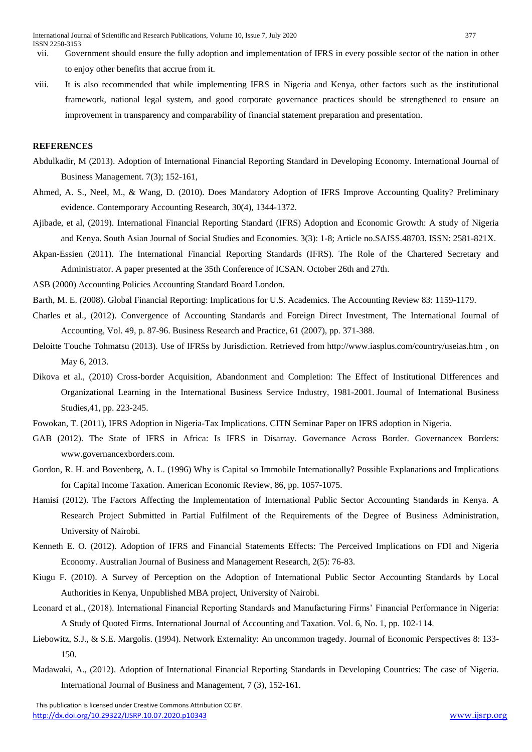vii. Government should ensure the fully adoption and implementation of IFRS in every possible sector of the nation in other to enjoy other benefits that accrue from it.

viii. It is also recommended that while implementing IFRS in Nigeria and Kenya, other factors such as the institutional framework, national legal system, and good corporate governance practices should be strengthened to ensure an improvement in transparency and comparability of financial statement preparation and presentation.

**REFERENCES**

Abdulkadir, M (2013). Adoption of International Financial Reporting Standard in Developing Economy. International Journal of Business Management. 7(3); 152-161,

Ahmed, A. S., Neel, M., & Wang, D. (2010). Does Mandatory Adoption of IFRS Improve Accounting Quality? Preliminary evidence. Contemporary Accounting Research, 30(4), 1344-1372.

Ajibade, et al, (2019). International Financial Reporting Standard (IFRS) Adoption and Economic Growth: A study of Nigeria and Kenya. South Asian Journal of Social Studies and Economies. 3(3): 1-8; Article no.SAJSS.48703. ISSN: 2581-821X.

Akpan-Essien (2011). The International Financial Reporting Standards (IFRS). The Role of the Chartered Secretary and Administrator. A paper presented at the 35th Conference of ICSAN. October 26th and 27th.

ASB (2000) Accounting Policies Accounting Standard Board London.

Barth, M. E. (2008). Global Financial Reporting: Implications for U.S. Academics. The Accounting Review 83: 1159-1179.

Charles et al., (2012). Convergence of Accounting Standards and Foreign Direct Investment, The International Journal of Accounting, Vol. 49, p. 87-96. Business Research and Practice, 61 (2007), pp. 371-388.

Deloitte Touche Tohmatsu (2013). Use of IFRSs by Jurisdiction. Retrieved from http://www.iasplus.com/country/useias.htm , on May 6, 2013.

Dikova et al., (2010) Cross-border Acquisition, Abandonment and Completion: The Effect of Institutional Differences and Organizational Learning in the International Business Service Industry, 1981-2001. Joumal of Intemational Business Studies,41, pp. 223-245.

Fowokan, T. (2011), IFRS Adoption in Nigeria-Tax Implications. CITN Seminar Paper on IFRS adoption in Nigeria.

GAB (2012). The State of IFRS in Africa: Is IFRS in Disarray. Governance Across Border. Governancex Borders: www.governancexborders.com.

Gordon, R. H. and Bovenberg, A. L. (1996) Why is Capital so Immobile Internationally? Possible Explanations and Implications for Capital Income Taxation. American Economic Review, 86, pp. 1057-1075.

Hamisi (2012). The Factors Affecting the Implementation of International Public Sector Accounting Standards in Kenya. A Research Project Submitted in Partial Fulfilment of the Requirements of the Degree of Business Administration, University of Nairobi.

Kenneth E. O. (2012). Adoption of IFRS and Financial Statements Effects: The Perceived Implications on FDI and Nigeria Economy. Australian Journal of Business and Management Research, 2(5): 76-83.

Kiugu F. (2010). A Survey of Perception on the Adoption of International Public Sector Accounting Standards by Local Authorities in Kenya, Unpublished MBA project, University of Nairobi.

Leonard et al., (2018). International Financial Reporting Standards and Manufacturing Firms' Financial Performance in Nigeria: A Study of Quoted Firms. International Journal of Accounting and Taxation. Vol. 6, No. 1, pp. 102-114.

Liebowitz, S.J., & S.E. Margolis. (1994). Network Externality: An uncommon tragedy. Journal of Economic Perspectives 8: 133-150.

Madawaki, A., (2012). Adoption of International Financial Reporting Standards in Developing Countries: The case of Nigeria. International Journal of Business and Management, 7 (3), 152-161.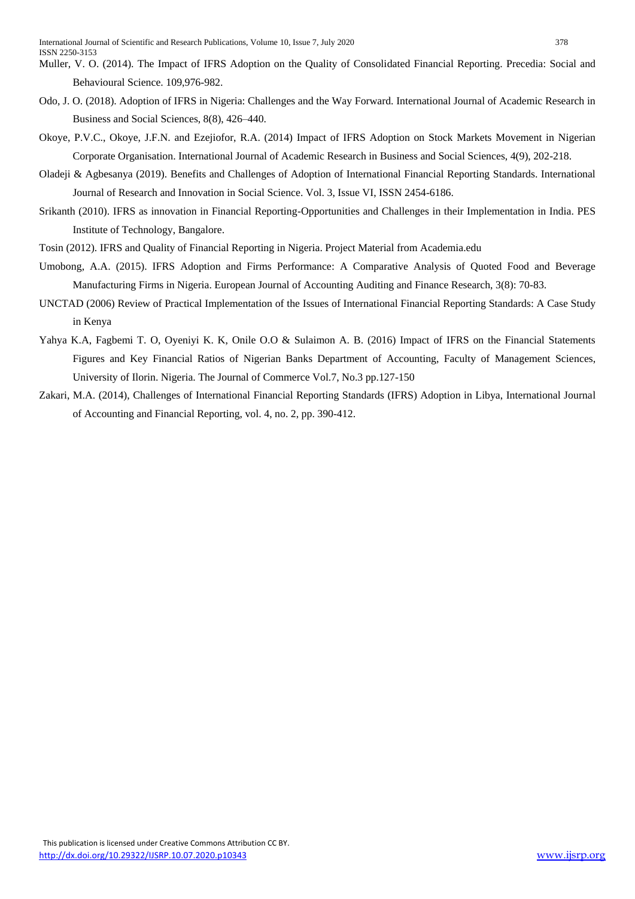Muller, V. O. (2014). The Impact of IFRS Adoption on the Quality of Consolidated Financial Reporting. Precedia: Social and Behavioural Science. 109,976-982.

Odo, J. O. (2018). Adoption of IFRS in Nigeria: Challenges and the Way Forward. International Journal of Academic Research in Business and Social Sciences, 8(8), 426–440.

Okoye, P.V.C., Okoye, J.F.N. and Ezejiofor, R.A. (2014) Impact of IFRS Adoption on Stock Markets Movement in Nigerian Corporate Organisation. International Journal of Academic Research in Business and Social Sciences, 4(9), 202-218.

Oladeji & Agbesanya (2019). Benefits and Challenges of Adoption of International Financial Reporting Standards. International Journal of Research and Innovation in Social Science. Vol. 3, Issue VI, ISSN 2454-6186.

Srikanth (2010). IFRS as innovation in Financial Reporting-Opportunities and Challenges in their Implementation in India. PES Institute of Technology, Bangalore.

Tosin (2012). IFRS and Quality of Financial Reporting in Nigeria. Project Material from Academia.edu

Umobong, A.A. (2015). IFRS Adoption and Firms Performance: A Comparative Analysis of Quoted Food and Beverage Manufacturing Firms in Nigeria. European Journal of Accounting Auditing and Finance Research, 3(8): 70-83.

UNCTAD (2006) Review of Practical Implementation of the Issues of International Financial Reporting Standards: A Case Study in Kenya

Yahya K.A, Fagbemi T. O, Oyeniyi K. K, Onile O.O & Sulaimon A. B. (2016) Impact of IFRS on the Financial Statements Figures and Key Financial Ratios of Nigerian Banks Department of Accounting, Faculty of Management Sciences, University of Ilorin. Nigeria. The Journal of Commerce Vol.7, No.3 pp.127-150

Zakari, M.A. (2014), Challenges of International Financial Reporting Standards (IFRS) Adoption in Libya, International Journal of Accounting and Financial Reporting, vol. 4, no. 2, pp. 390-412.